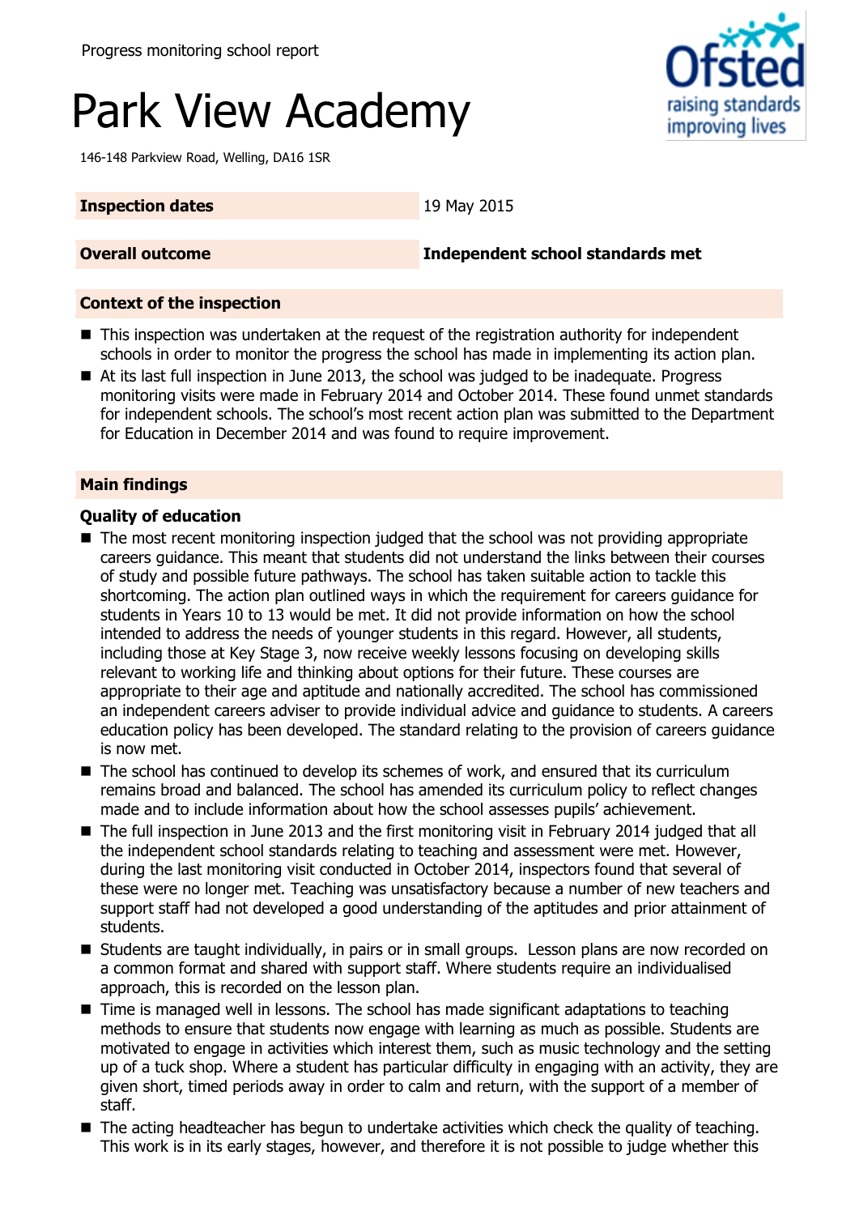Progress monitoring school report

# Park View Academy

146-148 Parkview Road, Welling, DA16 1SR

| | |
|---|---|
| **Inspection dates** | 19 May 2015 |
| **Overall outcome** | **Independent school standards met** |

## Context of the inspection

- This inspection was undertaken at the request of the registration authority for independent schools in order to monitor the progress the school has made in implementing its action plan.
- At its last full inspection in June 2013, the school was judged to be inadequate. Progress monitoring visits were made in February 2014 and October 2014. These found unmet standards for independent schools. The school's most recent action plan was submitted to the Department for Education in December 2014 and was found to require improvement.

## Main findings

### Quality of education

- The most recent monitoring inspection judged that the school was not providing appropriate careers guidance. This meant that students did not understand the links between their courses of study and possible future pathways. The school has taken suitable action to tackle this shortcoming. The action plan outlined ways in which the requirement for careers guidance for students in Years 10 to 13 would be met. It did not provide information on how the school intended to address the needs of younger students in this regard. However, all students, including those at Key Stage 3, now receive weekly lessons focusing on developing skills relevant to working life and thinking about options for their future. These courses are appropriate to their age and aptitude and nationally accredited. The school has commissioned an independent careers adviser to provide individual advice and guidance to students. A careers education policy has been developed. The standard relating to the provision of careers guidance is now met.
- The school has continued to develop its schemes of work, and ensured that its curriculum remains broad and balanced. The school has amended its curriculum policy to reflect changes made and to include information about how the school assesses pupils' achievement.
- The full inspection in June 2013 and the first monitoring visit in February 2014 judged that all the independent school standards relating to teaching and assessment were met. However, during the last monitoring visit conducted in October 2014, inspectors found that several of these were no longer met. Teaching was unsatisfactory because a number of new teachers and support staff had not developed a good understanding of the aptitudes and prior attainment of students.
- Students are taught individually, in pairs or in small groups. Lesson plans are now recorded on a common format and shared with support staff. Where students require an individualised approach, this is recorded on the lesson plan.
- Time is managed well in lessons. The school has made significant adaptations to teaching methods to ensure that students now engage with learning as much as possible. Students are motivated to engage in activities which interest them, such as music technology and the setting up of a tuck shop. Where a student has particular difficulty in engaging with an activity, they are given short, timed periods away in order to calm and return, with the support of a member of staff.
- The acting headteacher has begun to undertake activities which check the quality of teaching. This work is in its early stages, however, and therefore it is not possible to judge whether this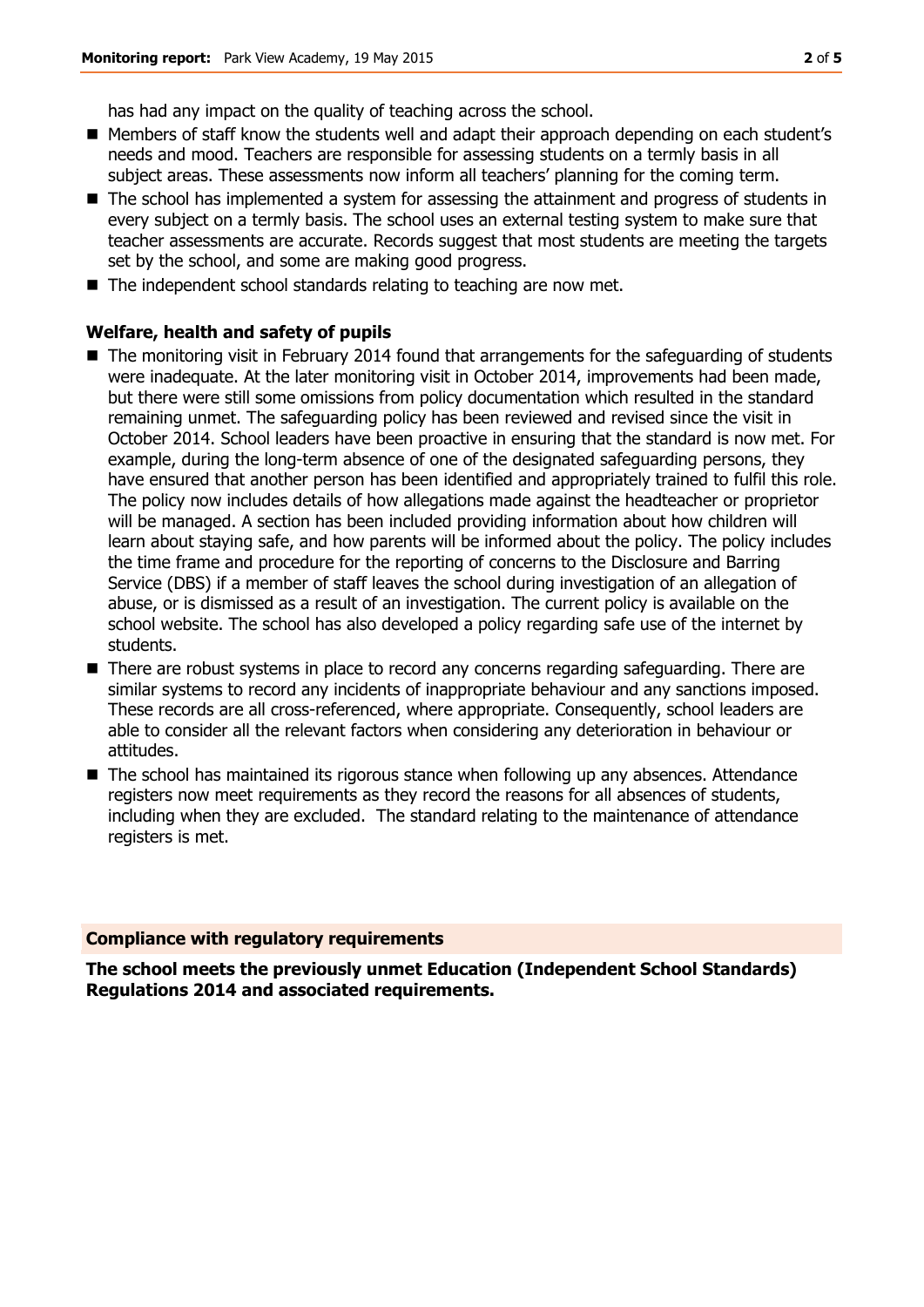has had any impact on the quality of teaching across the school.

- Members of staff know the students well and adapt their approach depending on each student's needs and mood. Teachers are responsible for assessing students on a termly basis in all subject areas. These assessments now inform all teachers' planning for the coming term.
- The school has implemented a system for assessing the attainment and progress of students in every subject on a termly basis. The school uses an external testing system to make sure that teacher assessments are accurate. Records suggest that most students are meeting the targets set by the school, and some are making good progress.
- The independent school standards relating to teaching are now met.

### Welfare, health and safety of pupils

- The monitoring visit in February 2014 found that arrangements for the safeguarding of students were inadequate. At the later monitoring visit in October 2014, improvements had been made, but there were still some omissions from policy documentation which resulted in the standard remaining unmet. The safeguarding policy has been reviewed and revised since the visit in October 2014. School leaders have been proactive in ensuring that the standard is now met. For example, during the long-term absence of one of the designated safeguarding persons, they have ensured that another person has been identified and appropriately trained to fulfil this role. The policy now includes details of how allegations made against the headteacher or proprietor will be managed. A section has been included providing information about how children will learn about staying safe, and how parents will be informed about the policy. The policy includes the time frame and procedure for the reporting of concerns to the Disclosure and Barring Service (DBS) if a member of staff leaves the school during investigation of an allegation of abuse, or is dismissed as a result of an investigation. The current policy is available on the school website. The school has also developed a policy regarding safe use of the internet by students.
- There are robust systems in place to record any concerns regarding safeguarding. There are similar systems to record any incidents of inappropriate behaviour and any sanctions imposed. These records are all cross-referenced, where appropriate. Consequently, school leaders are able to consider all the relevant factors when considering any deterioration in behaviour or attitudes.
- The school has maintained its rigorous stance when following up any absences. Attendance registers now meet requirements as they record the reasons for all absences of students, including when they are excluded. The standard relating to the maintenance of attendance registers is met.

### Compliance with regulatory requirements

**The school meets the previously unmet Education (Independent School Standards) Regulations 2014 and associated requirements.**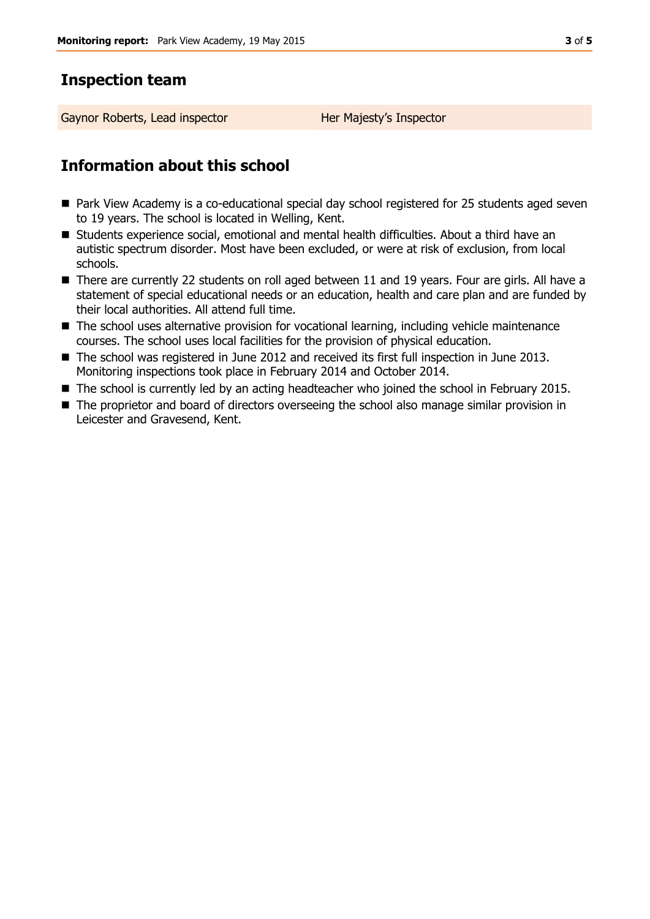## Inspection team

| Gaynor Roberts, Lead inspector | Her Majesty's Inspector |
|---|---|

## Information about this school

- Park View Academy is a co-educational special day school registered for 25 students aged seven to 19 years. The school is located in Welling, Kent.
- Students experience social, emotional and mental health difficulties. About a third have an autistic spectrum disorder. Most have been excluded, or were at risk of exclusion, from local schools.
- There are currently 22 students on roll aged between 11 and 19 years. Four are girls. All have a statement of special educational needs or an education, health and care plan and are funded by their local authorities. All attend full time.
- The school uses alternative provision for vocational learning, including vehicle maintenance courses. The school uses local facilities for the provision of physical education.
- The school was registered in June 2012 and received its first full inspection in June 2013. Monitoring inspections took place in February 2014 and October 2014.
- The school is currently led by an acting headteacher who joined the school in February 2015.
- The proprietor and board of directors overseeing the school also manage similar provision in Leicester and Gravesend, Kent.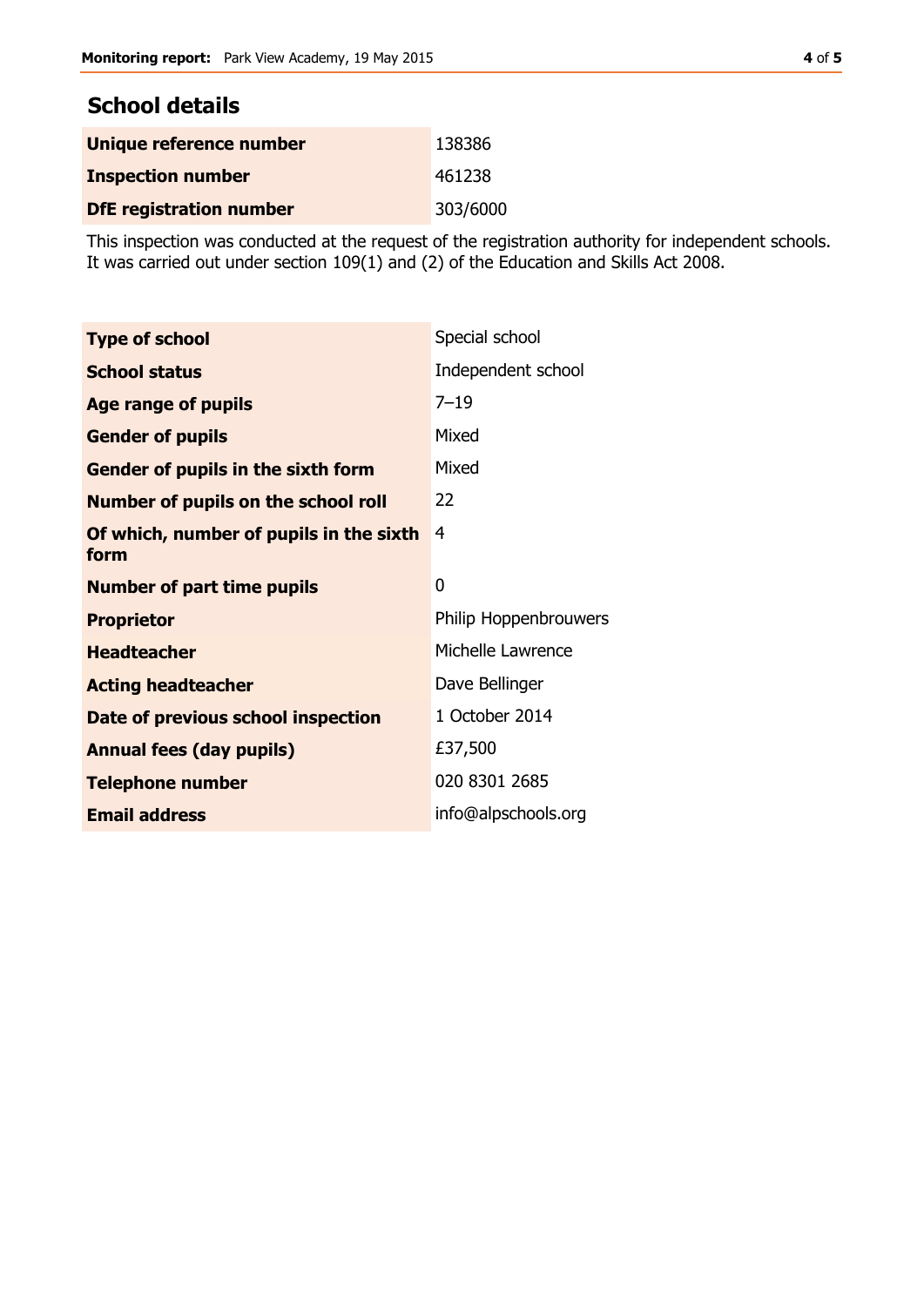## School details

| | |
|---|---|
| **Unique reference number** | 138386 |
| **Inspection number** | 461238 |
| **DfE registration number** | 303/6000 |

This inspection was conducted at the request of the registration authority for independent schools. It was carried out under section 109(1) and (2) of the Education and Skills Act 2008.

| | |
|---|---|
| **Type of school** | Special school |
| **School status** | Independent school |
| **Age range of pupils** | 7–19 |
| **Gender of pupils** | Mixed |
| **Gender of pupils in the sixth form** | Mixed |
| **Number of pupils on the school roll** | 22 |
| **Of which, number of pupils in the sixth form** | 4 |
| **Number of part time pupils** | 0 |
| **Proprietor** | Philip Hoppenbrouwers |
| **Headteacher** | Michelle Lawrence |
| **Acting headteacher** | Dave Bellinger |
| **Date of previous school inspection** | 1 October 2014 |
| **Annual fees (day pupils)** | £37,500 |
| **Telephone number** | 020 8301 2685 |
| **Email address** | info@alpschools.org |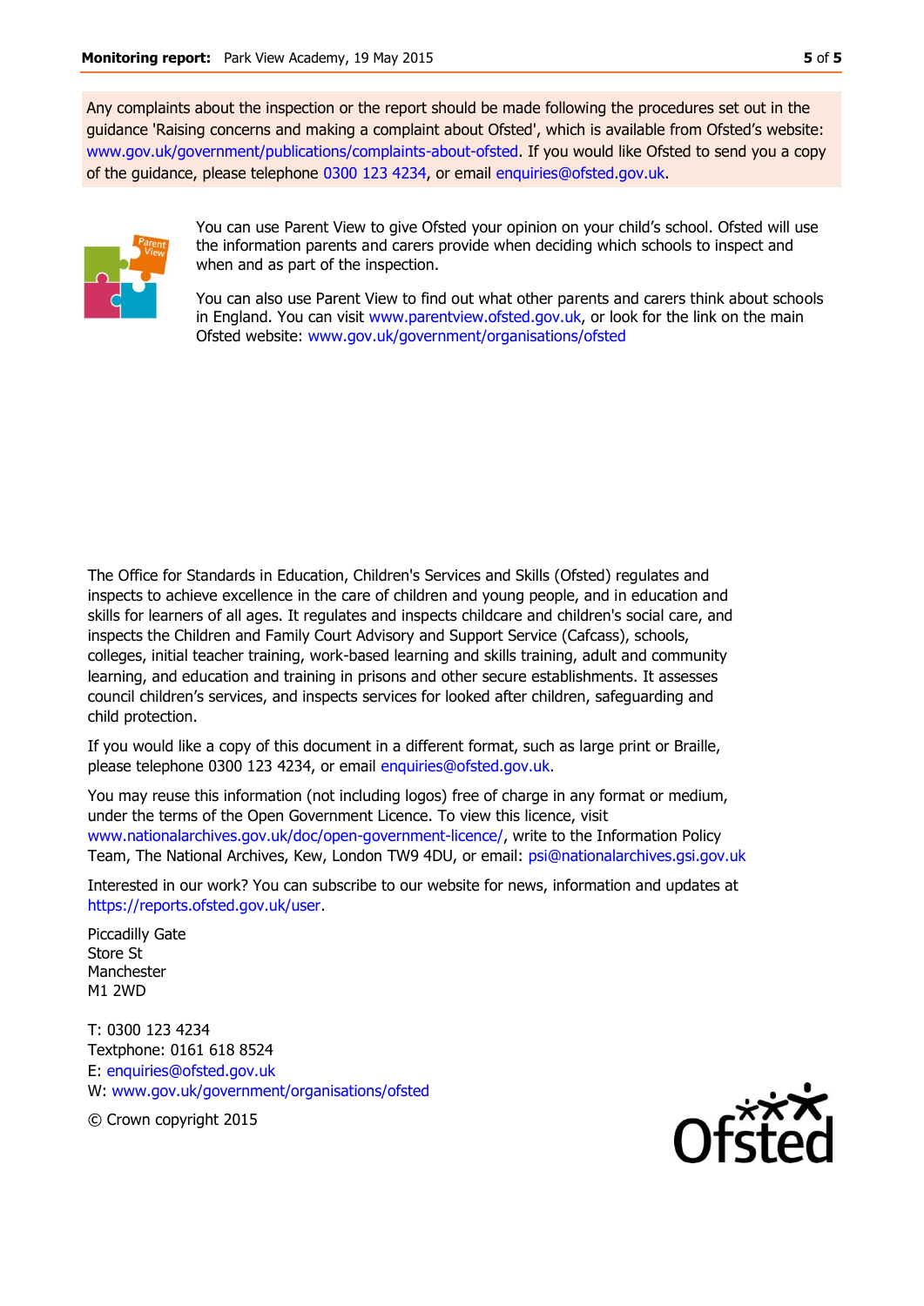Any complaints about the inspection or the report should be made following the procedures set out in the guidance 'Raising concerns and making a complaint about Ofsted', which is available from Ofsted's website: www.gov.uk/government/publications/complaints-about-ofsted. If you would like Ofsted to send you a copy of the guidance, please telephone 0300 123 4234, or email enquiries@ofsted.gov.uk.

You can use Parent View to give Ofsted your opinion on your child's school. Ofsted will use the information parents and carers provide when deciding which schools to inspect and when and as part of the inspection.

You can also use Parent View to find out what other parents and carers think about schools in England. You can visit www.parentview.ofsted.gov.uk, or look for the link on the main Ofsted website: www.gov.uk/government/organisations/ofsted

The Office for Standards in Education, Children's Services and Skills (Ofsted) regulates and inspects to achieve excellence in the care of children and young people, and in education and skills for learners of all ages. It regulates and inspects childcare and children's social care, and inspects the Children and Family Court Advisory and Support Service (Cafcass), schools, colleges, initial teacher training, work-based learning and skills training, adult and community learning, and education and training in prisons and other secure establishments. It assesses council children's services, and inspects services for looked after children, safeguarding and child protection.

If you would like a copy of this document in a different format, such as large print or Braille, please telephone 0300 123 4234, or email enquiries@ofsted.gov.uk.

You may reuse this information (not including logos) free of charge in any format or medium, under the terms of the Open Government Licence. To view this licence, visit www.nationalarchives.gov.uk/doc/open-government-licence/, write to the Information Policy Team, The National Archives, Kew, London TW9 4DU, or email: psi@nationalarchives.gsi.gov.uk

Interested in our work? You can subscribe to our website for news, information and updates at https://reports.ofsted.gov.uk/user.

Piccadilly Gate
Store St
Manchester
M1 2WD

T: 0300 123 4234
Textphone: 0161 618 8524
E: enquiries@ofsted.gov.uk
W: www.gov.uk/government/organisations/ofsted

© Crown copyright 2015